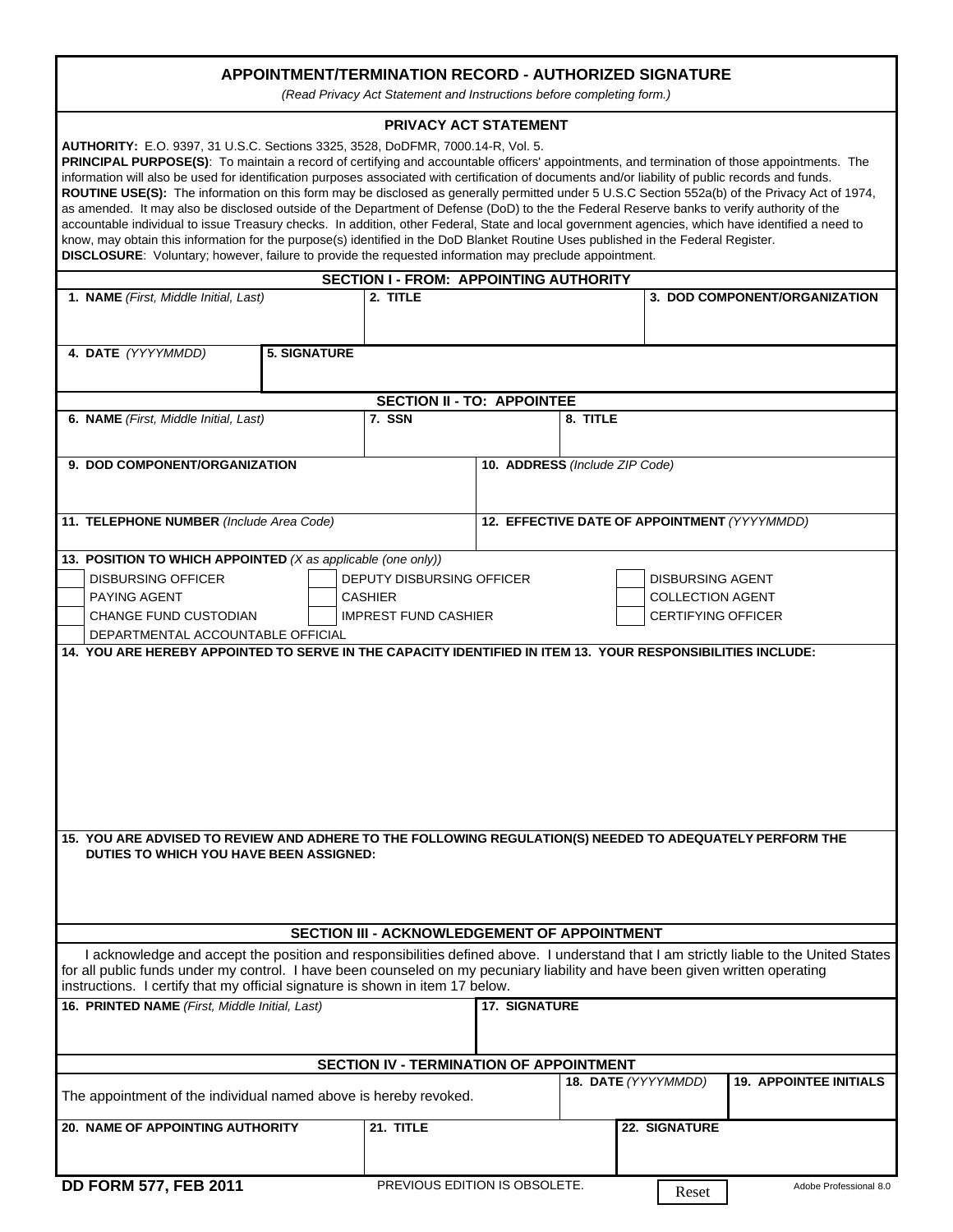# APPOINTMENT/TERMINATION RECORD - AUTHORIZED SIGNATURE

*(Read Privacy Act Statement and Instructions before completing form.)*

## PRIVACY ACT STATEMENT

**AUTHORITY:** E.O. 9397, 31 U.S.C. Sections 3325, 3528, DoDFMR, 7000.14-R, Vol. 5.

**PRINCIPAL PURPOSE(S)**: To maintain a record of certifying and accountable officers' appointments, and termination of those appointments. The information will also be used for identification purposes associated with certification of documents and/or liability of public records and funds.

**ROUTINE USE(S):** The information on this form may be disclosed as generally permitted under 5 U.S.C Section 552a(b) of the Privacy Act of 1974, as amended. It may also be disclosed outside of the Department of Defense (DoD) to the the Federal Reserve banks to verify authority of the accountable individual to issue Treasury checks. In addition, other Federal, State and local government agencies, which have identified a need to know, may obtain this information for the purpose(s) identified in the DoD Blanket Routine Uses published in the Federal Register.

**DISCLOSURE**: Voluntary; however, failure to provide the requested information may preclude appointment.

## SECTION I - FROM: APPOINTING AUTHORITY

| 1. NAME *(First, Middle Initial, Last)* | 2. TITLE | 3. DOD COMPONENT/ORGANIZATION |
|---|---|---|
| | | |

| 4. DATE *(YYYYMMDD)* | 5. SIGNATURE |
|---|---|
| | |

## SECTION II - TO: APPOINTEE

| 6. NAME *(First, Middle Initial, Last)* | 7. SSN | 8. TITLE |
|---|---|---|
| | | |

| 9. DOD COMPONENT/ORGANIZATION | 10. ADDRESS *(Include ZIP Code)* |
|---|---|
| | |

| 11. TELEPHONE NUMBER *(Include Area Code)* | 12. EFFECTIVE DATE OF APPOINTMENT *(YYYYMMDD)* |
|---|---|
| | |

**13. POSITION TO WHICH APPOINTED** *(X as applicable (one only))*

| | | |
|---|---|---|
| ☐ DISBURSING OFFICER | ☐ DEPUTY DISBURSING OFFICER | ☐ DISBURSING AGENT |
| ☐ PAYING AGENT | ☐ CASHIER | ☐ COLLECTION AGENT |
| ☐ CHANGE FUND CUSTODIAN | ☐ IMPREST FUND CASHIER | ☐ CERTIFYING OFFICER |
| ☐ DEPARTMENTAL ACCOUNTABLE OFFICIAL | | |

**14. YOU ARE HEREBY APPOINTED TO SERVE IN THE CAPACITY IDENTIFIED IN ITEM 13. YOUR RESPONSIBILITIES INCLUDE:**

**15. YOU ARE ADVISED TO REVIEW AND ADHERE TO THE FOLLOWING REGULATION(S) NEEDED TO ADEQUATELY PERFORM THE DUTIES TO WHICH YOU HAVE BEEN ASSIGNED:**

## SECTION III - ACKNOWLEDGEMENT OF APPOINTMENT

I acknowledge and accept the position and responsibilities defined above. I understand that I am strictly liable to the United States for all public funds under my control. I have been counseled on my pecuniary liability and have been given written operating instructions. I certify that my official signature is shown in item 17 below.

| 16. PRINTED NAME *(First, Middle Initial, Last)* | 17. SIGNATURE |
|---|---|
| | |

## SECTION IV - TERMINATION OF APPOINTMENT

| | 18. DATE *(YYYYMMDD)* | 19. APPOINTEE INITIALS |
|---|---|---|
| The appointment of the individual named above is hereby revoked. | | |

| 20. NAME OF APPOINTING AUTHORITY | 21. TITLE | 22. SIGNATURE |
|---|---|---|
| | | |

**DD FORM 577, FEB 2011** PREVIOUS EDITION IS OBSOLETE. Reset Adobe Professional 8.0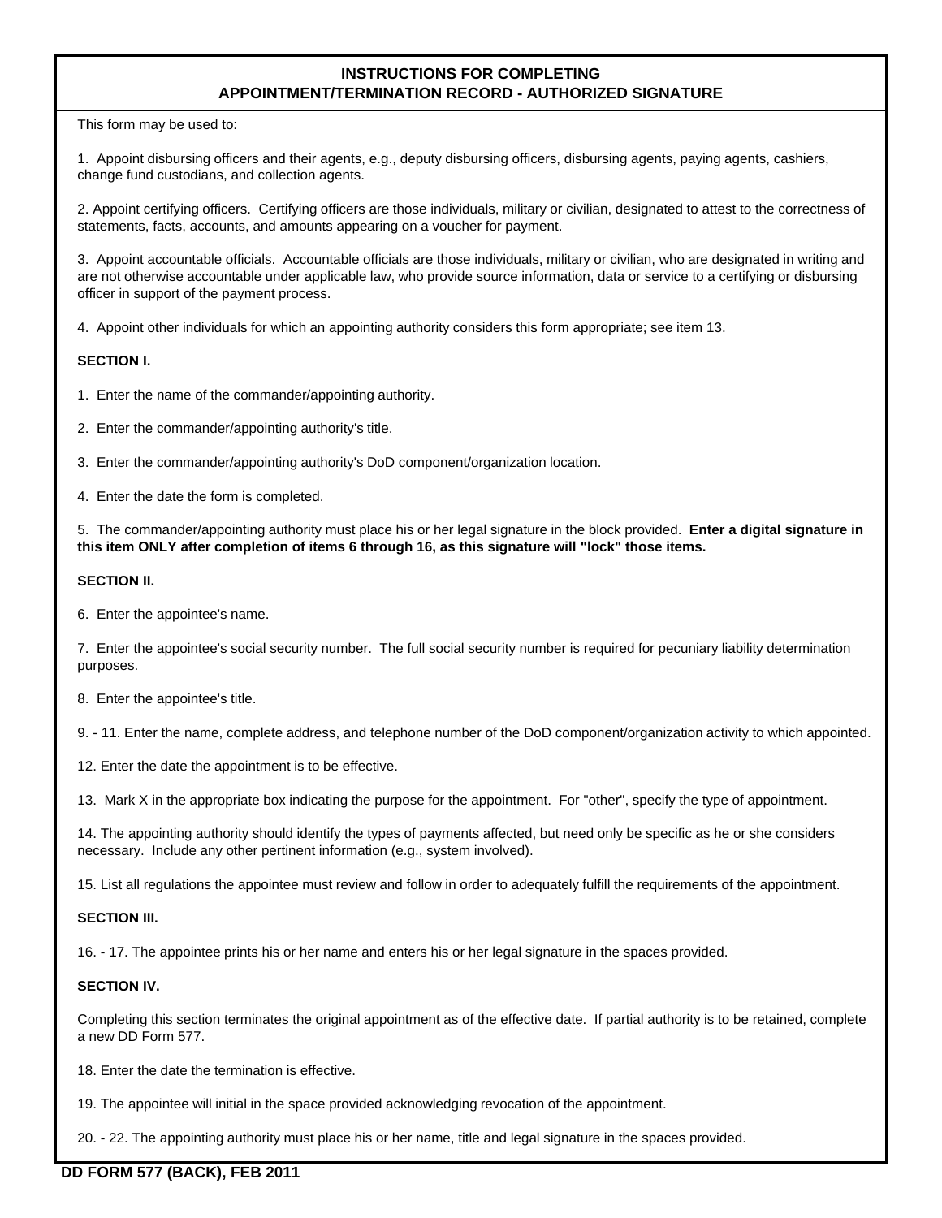# INSTRUCTIONS FOR COMPLETING APPOINTMENT/TERMINATION RECORD - AUTHORIZED SIGNATURE

This form may be used to:

1. Appoint disbursing officers and their agents, e.g., deputy disbursing officers, disbursing agents, paying agents, cashiers, change fund custodians, and collection agents.

2. Appoint certifying officers. Certifying officers are those individuals, military or civilian, designated to attest to the correctness of statements, facts, accounts, and amounts appearing on a voucher for payment.

3. Appoint accountable officials. Accountable officials are those individuals, military or civilian, who are designated in writing and are not otherwise accountable under applicable law, who provide source information, data or service to a certifying or disbursing officer in support of the payment process.

4. Appoint other individuals for which an appointing authority considers this form appropriate; see item 13.

**SECTION I.**

1. Enter the name of the commander/appointing authority.

2. Enter the commander/appointing authority's title.

3. Enter the commander/appointing authority's DoD component/organization location.

4. Enter the date the form is completed.

5. The commander/appointing authority must place his or her legal signature in the block provided. **Enter a digital signature in this item ONLY after completion of items 6 through 16, as this signature will "lock" those items.**

**SECTION II.**

6. Enter the appointee's name.

7. Enter the appointee's social security number. The full social security number is required for pecuniary liability determination purposes.

8. Enter the appointee's title.

9. - 11. Enter the name, complete address, and telephone number of the DoD component/organization activity to which appointed.

12. Enter the date the appointment is to be effective.

13. Mark X in the appropriate box indicating the purpose for the appointment. For "other", specify the type of appointment.

14. The appointing authority should identify the types of payments affected, but need only be specific as he or she considers necessary. Include any other pertinent information (e.g., system involved).

15. List all regulations the appointee must review and follow in order to adequately fulfill the requirements of the appointment.

**SECTION III.**

16. - 17. The appointee prints his or her name and enters his or her legal signature in the spaces provided.

**SECTION IV.**

Completing this section terminates the original appointment as of the effective date. If partial authority is to be retained, complete a new DD Form 577.

18. Enter the date the termination is effective.

19. The appointee will initial in the space provided acknowledging revocation of the appointment.

20. - 22. The appointing authority must place his or her name, title and legal signature in the spaces provided.

**DD FORM 577 (BACK), FEB 2011**